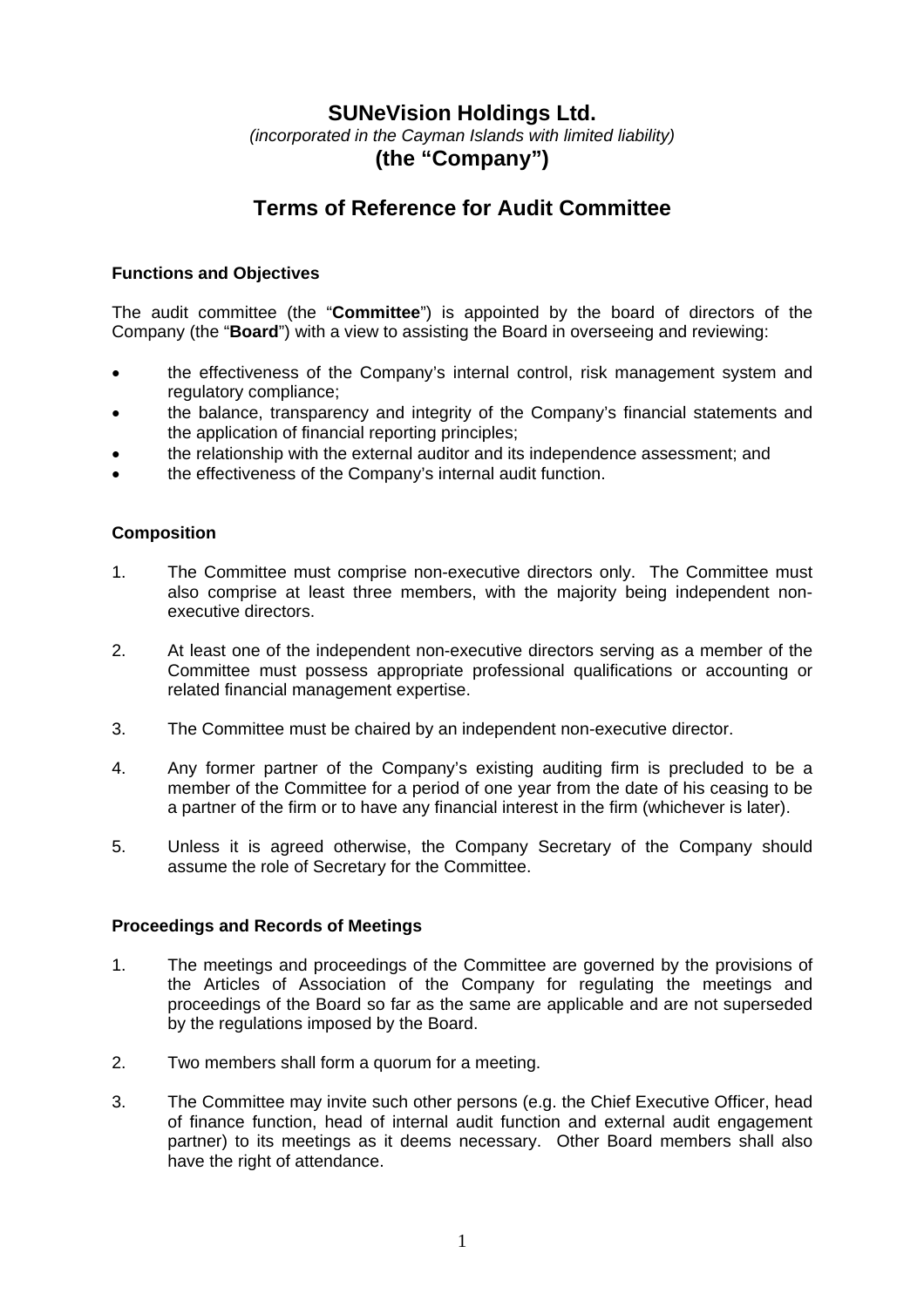# SUNeVision Holdings Ltd.

*(incorporated in the Cayman Islands with limited liability)*

**(the "Company")**

## Terms of Reference for Audit Committee

### Functions and Objectives

The audit committee (the "**Committee**") is appointed by the board of directors of the Company (the "**Board**") with a view to assisting the Board in overseeing and reviewing:

- the effectiveness of the Company's internal control, risk management system and regulatory compliance;
- the balance, transparency and integrity of the Company's financial statements and the application of financial reporting principles;
- the relationship with the external auditor and its independence assessment; and
- the effectiveness of the Company's internal audit function.

### Composition

1. The Committee must comprise non-executive directors only. The Committee must also comprise at least three members, with the majority being independent non-executive directors.

2. At least one of the independent non-executive directors serving as a member of the Committee must possess appropriate professional qualifications or accounting or related financial management expertise.

3. The Committee must be chaired by an independent non-executive director.

4. Any former partner of the Company's existing auditing firm is precluded to be a member of the Committee for a period of one year from the date of his ceasing to be a partner of the firm or to have any financial interest in the firm (whichever is later).

5. Unless it is agreed otherwise, the Company Secretary of the Company should assume the role of Secretary for the Committee.

### Proceedings and Records of Meetings

1. The meetings and proceedings of the Committee are governed by the provisions of the Articles of Association of the Company for regulating the meetings and proceedings of the Board so far as the same are applicable and are not superseded by the regulations imposed by the Board.

2. Two members shall form a quorum for a meeting.

3. The Committee may invite such other persons (e.g. the Chief Executive Officer, head of finance function, head of internal audit function and external audit engagement partner) to its meetings as it deems necessary. Other Board members shall also have the right of attendance.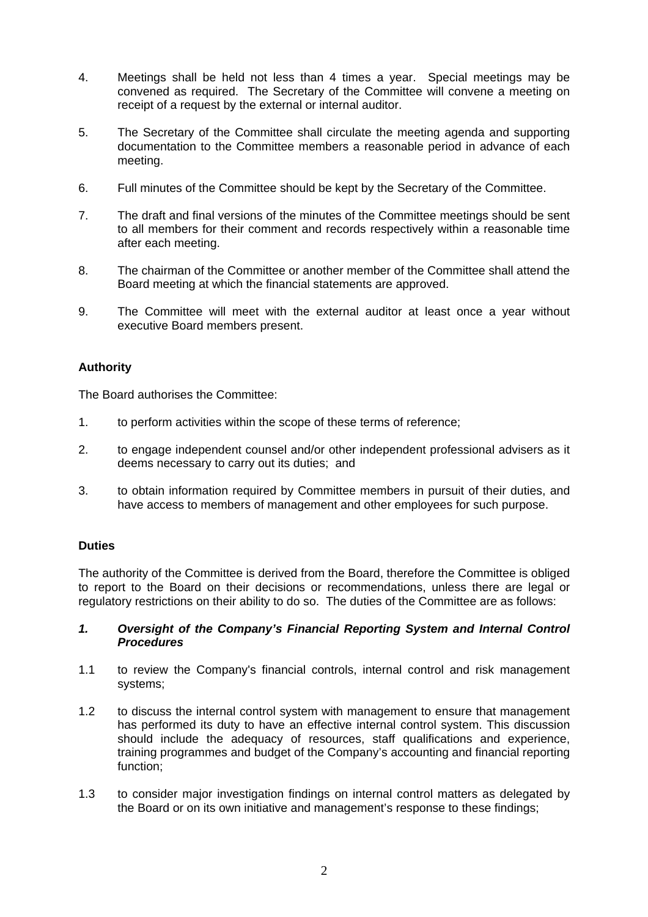4. Meetings shall be held not less than 4 times a year. Special meetings may be convened as required. The Secretary of the Committee will convene a meeting on receipt of a request by the external or internal auditor.

5. The Secretary of the Committee shall circulate the meeting agenda and supporting documentation to the Committee members a reasonable period in advance of each meeting.

6. Full minutes of the Committee should be kept by the Secretary of the Committee.

7. The draft and final versions of the minutes of the Committee meetings should be sent to all members for their comment and records respectively within a reasonable time after each meeting.

8. The chairman of the Committee or another member of the Committee shall attend the Board meeting at which the financial statements are approved.

9. The Committee will meet with the external auditor at least once a year without executive Board members present.

**Authority**

The Board authorises the Committee:

1. to perform activities within the scope of these terms of reference;

2. to engage independent counsel and/or other independent professional advisers as it deems necessary to carry out its duties; and

3. to obtain information required by Committee members in pursuit of their duties, and have access to members of management and other employees for such purpose.

**Duties**

The authority of the Committee is derived from the Board, therefore the Committee is obliged to report to the Board on their decisions or recommendations, unless there are legal or regulatory restrictions on their ability to do so. The duties of the Committee are as follows:

***1. Oversight of the Company's Financial Reporting System and Internal Control Procedures***

1.1 to review the Company's financial controls, internal control and risk management systems;

1.2 to discuss the internal control system with management to ensure that management has performed its duty to have an effective internal control system. This discussion should include the adequacy of resources, staff qualifications and experience, training programmes and budget of the Company's accounting and financial reporting function;

1.3 to consider major investigation findings on internal control matters as delegated by the Board or on its own initiative and management's response to these findings;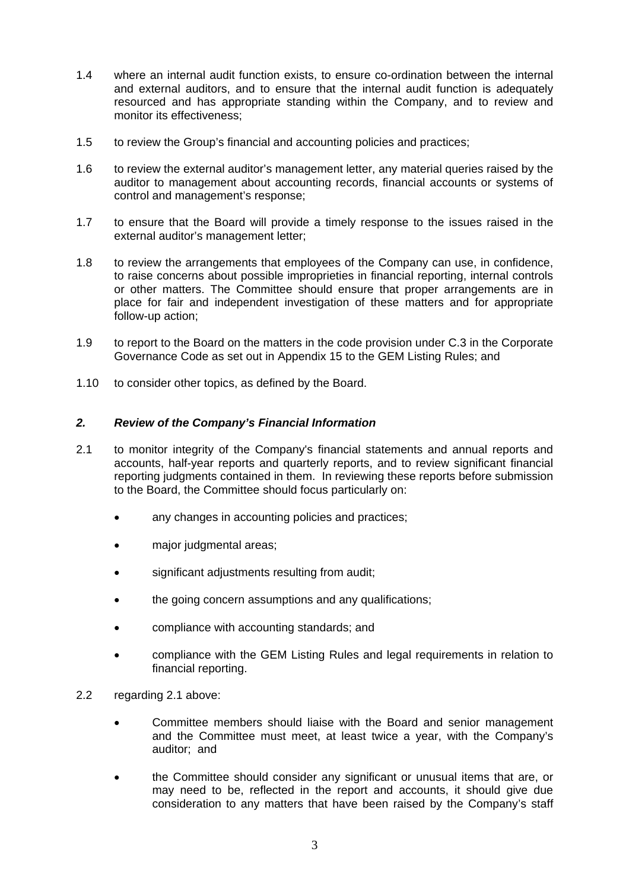1.4 where an internal audit function exists, to ensure co-ordination between the internal and external auditors, and to ensure that the internal audit function is adequately resourced and has appropriate standing within the Company, and to review and monitor its effectiveness;

1.5 to review the Group's financial and accounting policies and practices;

1.6 to review the external auditor's management letter, any material queries raised by the auditor to management about accounting records, financial accounts or systems of control and management's response;

1.7 to ensure that the Board will provide a timely response to the issues raised in the external auditor's management letter;

1.8 to review the arrangements that employees of the Company can use, in confidence, to raise concerns about possible improprieties in financial reporting, internal controls or other matters. The Committee should ensure that proper arrangements are in place for fair and independent investigation of these matters and for appropriate follow-up action;

1.9 to report to the Board on the matters in the code provision under C.3 in the Corporate Governance Code as set out in Appendix 15 to the GEM Listing Rules; and

1.10 to consider other topics, as defined by the Board.

## *2. Review of the Company's Financial Information*

2.1 to monitor integrity of the Company's financial statements and annual reports and accounts, half-year reports and quarterly reports, and to review significant financial reporting judgments contained in them. In reviewing these reports before submission to the Board, the Committee should focus particularly on:

- any changes in accounting policies and practices;
- major judgmental areas;
- significant adjustments resulting from audit;
- the going concern assumptions and any qualifications;
- compliance with accounting standards; and
- compliance with the GEM Listing Rules and legal requirements in relation to financial reporting.

2.2 regarding 2.1 above:

- Committee members should liaise with the Board and senior management and the Committee must meet, at least twice a year, with the Company's auditor; and
- the Committee should consider any significant or unusual items that are, or may need to be, reflected in the report and accounts, it should give due consideration to any matters that have been raised by the Company's staff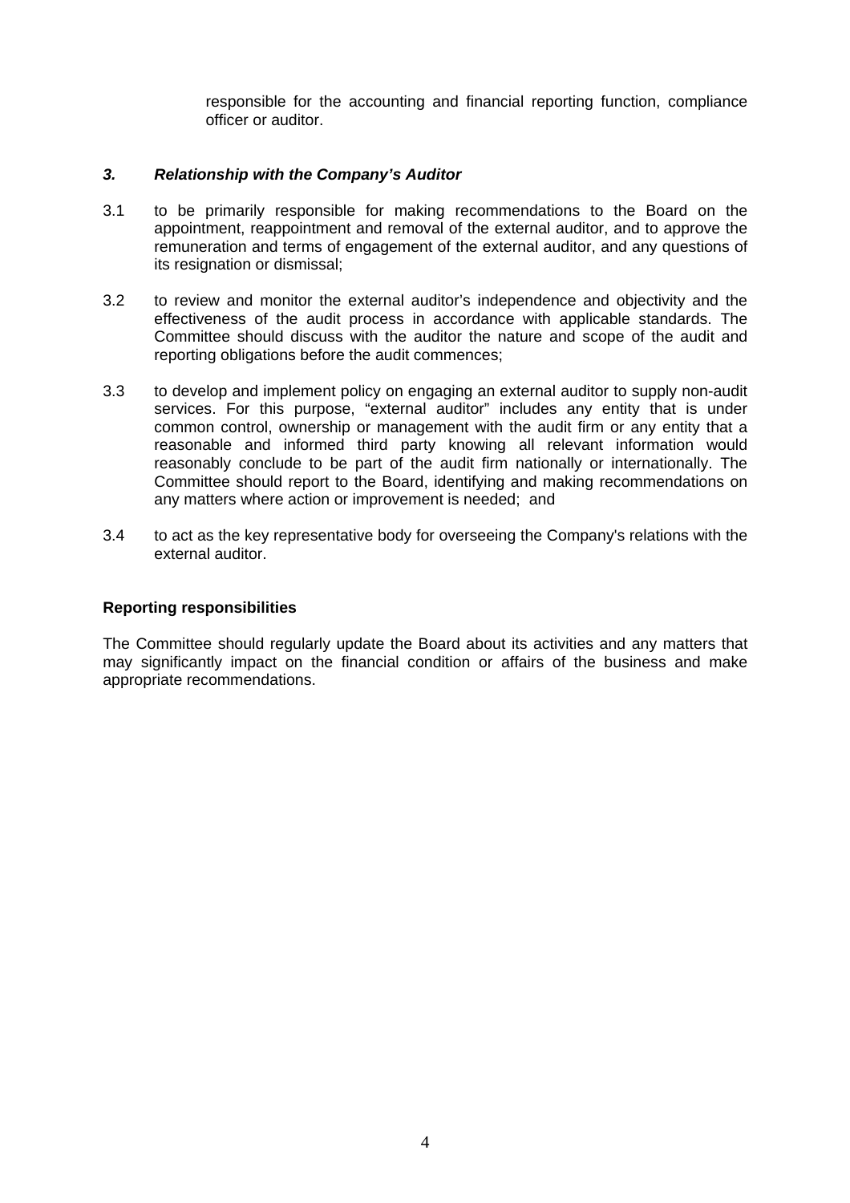responsible for the accounting and financial reporting function, compliance officer or auditor.

### *3. Relationship with the Company's Auditor*

3.1 to be primarily responsible for making recommendations to the Board on the appointment, reappointment and removal of the external auditor, and to approve the remuneration and terms of engagement of the external auditor, and any questions of its resignation or dismissal;

3.2 to review and monitor the external auditor's independence and objectivity and the effectiveness of the audit process in accordance with applicable standards. The Committee should discuss with the auditor the nature and scope of the audit and reporting obligations before the audit commences;

3.3 to develop and implement policy on engaging an external auditor to supply non-audit services. For this purpose, "external auditor" includes any entity that is under common control, ownership or management with the audit firm or any entity that a reasonable and informed third party knowing all relevant information would reasonably conclude to be part of the audit firm nationally or internationally. The Committee should report to the Board, identifying and making recommendations on any matters where action or improvement is needed; and

3.4 to act as the key representative body for overseeing the Company's relations with the external auditor.

**Reporting responsibilities**

The Committee should regularly update the Board about its activities and any matters that may significantly impact on the financial condition or affairs of the business and make appropriate recommendations.